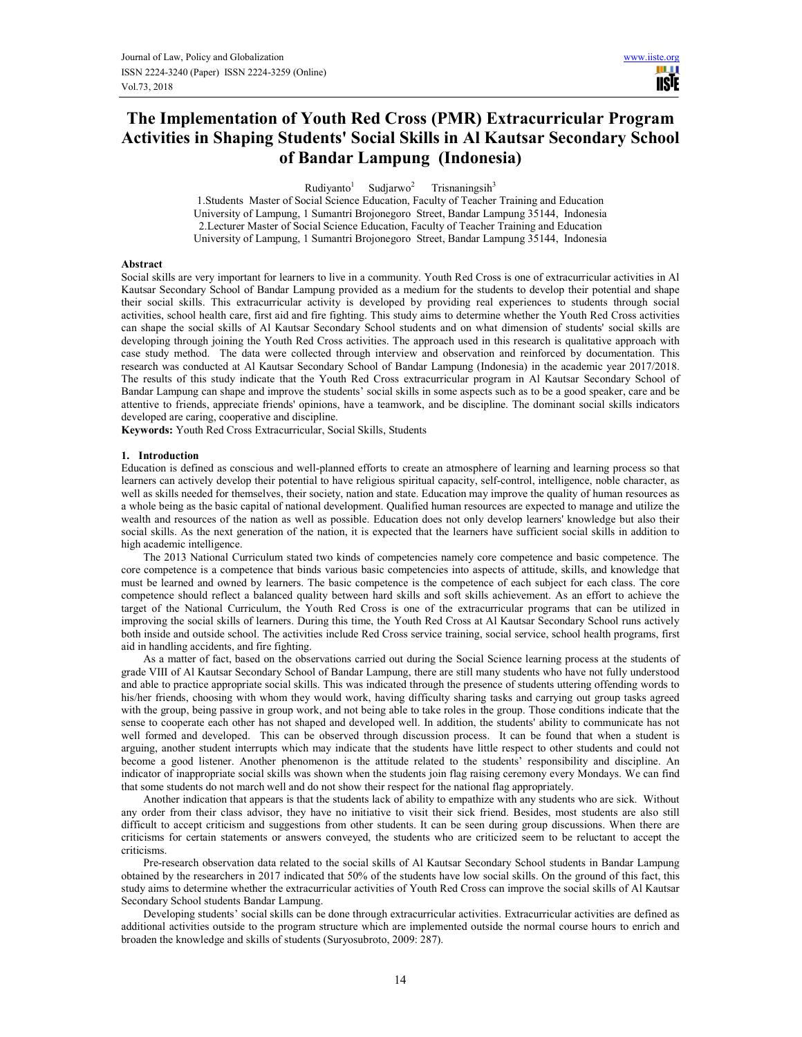# The Implementation of Youth Red Cross (PMR) Extracurricular Program Activities in Shaping Students' Social Skills in Al Kautsar Secondary School of Bandar Lampung (Indonesia)

Rudiyanto[1] Sudjarwo[2] Trisnaningsih[3]

1.Students Master of Social Science Education, Faculty of Teacher Training and Education University of Lampung, 1 Sumantri Brojonegoro Street, Bandar Lampung 35144, Indonesia

2.Lecturer Master of Social Science Education, Faculty of Teacher Training and Education University of Lampung, 1 Sumantri Brojonegoro Street, Bandar Lampung 35144, Indonesia

## Abstract

Social skills are very important for learners to live in a community. Youth Red Cross is one of extracurricular activities in Al Kautsar Secondary School of Bandar Lampung provided as a medium for the students to develop their potential and shape their social skills. This extracurricular activity is developed by providing real experiences to students through social activities, school health care, first aid and fire fighting. This study aims to determine whether the Youth Red Cross activities can shape the social skills of Al Kautsar Secondary School students and on what dimension of students' social skills are developing through joining the Youth Red Cross activities. The approach used in this research is qualitative approach with case study method. The data were collected through interview and observation and reinforced by documentation. This research was conducted at Al Kautsar Secondary School of Bandar Lampung (Indonesia) in the academic year 2017/2018. The results of this study indicate that the Youth Red Cross extracurricular program in Al Kautsar Secondary School of Bandar Lampung can shape and improve the students' social skills in some aspects such as to be a good speaker, care and be attentive to friends, appreciate friends' opinions, have a teamwork, and be discipline. The dominant social skills indicators developed are caring, cooperative and discipline.

**Keywords:** Youth Red Cross Extracurricular, Social Skills, Students

## 1. Introduction

Education is defined as conscious and well-planned efforts to create an atmosphere of learning and learning process so that learners can actively develop their potential to have religious spiritual capacity, self-control, intelligence, noble character, as well as skills needed for themselves, their society, nation and state. Education may improve the quality of human resources as a whole being as the basic capital of national development. Qualified human resources are expected to manage and utilize the wealth and resources of the nation as well as possible. Education does not only develop learners' knowledge but also their social skills. As the next generation of the nation, it is expected that the learners have sufficient social skills in addition to high academic intelligence.

The 2013 National Curriculum stated two kinds of competencies namely core competence and basic competence. The core competence is a competence that binds various basic competencies into aspects of attitude, skills, and knowledge that must be learned and owned by learners. The basic competence is the competence of each subject for each class. The core competence should reflect a balanced quality between hard skills and soft skills achievement. As an effort to achieve the target of the National Curriculum, the Youth Red Cross is one of the extracurricular programs that can be utilized in improving the social skills of learners. During this time, the Youth Red Cross at Al Kautsar Secondary School runs actively both inside and outside school. The activities include Red Cross service training, social service, school health programs, first aid in handling accidents, and fire fighting.

As a matter of fact, based on the observations carried out during the Social Science learning process at the students of grade VIII of Al Kautsar Secondary School of Bandar Lampung, there are still many students who have not fully understood and able to practice appropriate social skills. This was indicated through the presence of students uttering offending words to his/her friends, choosing with whom they would work, having difficulty sharing tasks and carrying out group tasks agreed with the group, being passive in group work, and not being able to take roles in the group. Those conditions indicate that the sense to cooperate each other has not shaped and developed well. In addition, the students' ability to communicate has not well formed and developed. This can be observed through discussion process. It can be found that when a student is arguing, another student interrupts which may indicate that the students have little respect to other students and could not become a good listener. Another phenomenon is the attitude related to the students' responsibility and discipline. An indicator of inappropriate social skills was shown when the students join flag raising ceremony every Mondays. We can find that some students do not march well and do not show their respect for the national flag appropriately.

Another indication that appears is that the students lack of ability to empathize with any students who are sick. Without any order from their class advisor, they have no initiative to visit their sick friend. Besides, most students are also still difficult to accept criticism and suggestions from other students. It can be seen during group discussions. When there are criticisms for certain statements or answers conveyed, the students who are criticized seem to be reluctant to accept the criticisms.

Pre-research observation data related to the social skills of Al Kautsar Secondary School students in Bandar Lampung obtained by the researchers in 2017 indicated that 50% of the students have low social skills. On the ground of this fact, this study aims to determine whether the extracurricular activities of Youth Red Cross can improve the social skills of Al Kautsar Secondary School students Bandar Lampung.

Developing students' social skills can be done through extracurricular activities. Extracurricular activities are defined as additional activities outside to the program structure which are implemented outside the normal course hours to enrich and broaden the knowledge and skills of students (Suryosubroto, 2009: 287).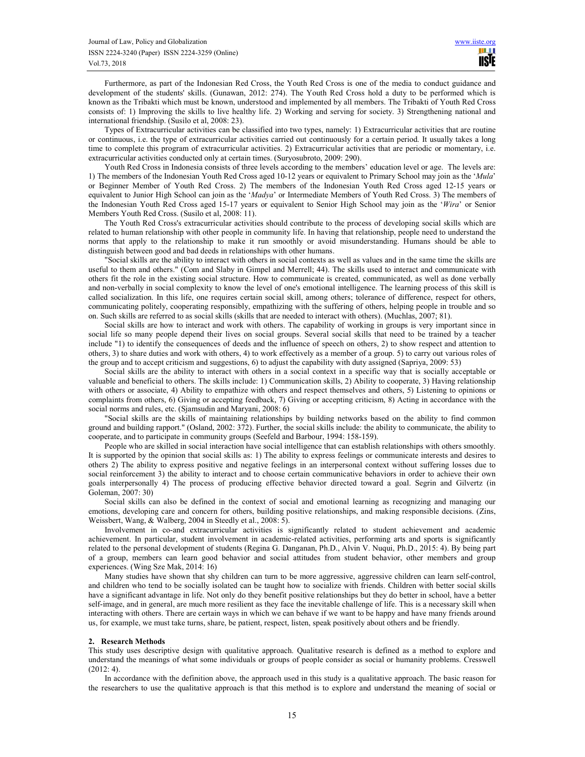Furthermore, as part of the Indonesian Red Cross, the Youth Red Cross is one of the media to conduct guidance and development of the students' skills. (Gunawan, 2012: 274). The Youth Red Cross hold a duty to be performed which is known as the Tribakti which must be known, understood and implemented by all members. The Tribakti of Youth Red Cross consists of: 1) Improving the skills to live healthy life. 2) Working and serving for society. 3) Strengthening national and international friendship. (Susilo et al, 2008: 23).

Types of Extracurricular activities can be classified into two types, namely: 1) Extracurricular activities that are routine or continuous, i.e. the type of extracurricular activities carried out continuously for a certain period. It usually takes a long time to complete this program of extracurricular activities. 2) Extracurricular activities that are periodic or momentary, i.e. extracurricular activities conducted only at certain times. (Suryosubroto, 2009: 290).

Youth Red Cross in Indonesia consists of three levels according to the members' education level or age. The levels are: 1) The members of the Indonesian Youth Red Cross aged 10-12 years or equivalent to Primary School may join as the '*Mula*' or Beginner Member of Youth Red Cross. 2) The members of the Indonesian Youth Red Cross aged 12-15 years or equivalent to Junior High School can join as the '*Madya*' or Intermediate Members of Youth Red Cross. 3) The members of the Indonesian Youth Red Cross aged 15-17 years or equivalent to Senior High School may join as the '*Wira*' or Senior Members Youth Red Cross. (Susilo et al, 2008: 11).

The Youth Red Cross's extracurricular activities should contribute to the process of developing social skills which are related to human relationship with other people in community life. In having that relationship, people need to understand the norms that apply to the relationship to make it run smoothly or avoid misunderstanding. Humans should be able to distinguish between good and bad deeds in relationships with other humans.

"Social skills are the ability to interact with others in social contexts as well as values and in the same time the skills are useful to them and others." (Com and Slaby in Gimpel and Merrell; 44). The skills used to interact and communicate with others fit the role in the existing social structure. How to communicate is created, communicated, as well as done verbally and non-verbally in social complexity to know the level of one's emotional intelligence. The learning process of this skill is called socialization. In this life, one requires certain social skill, among others; tolerance of difference, respect for others, communicating politely, cooperating responsibly, empathizing with the suffering of others, helping people in trouble and so on. Such skills are referred to as social skills (skills that are needed to interact with others). (Muchlas, 2007; 81).

Social skills are how to interact and work with others. The capability of working in groups is very important since in social life so many people depend their lives on social groups. Several social skills that need to be trained by a teacher include "1) to identify the consequences of deeds and the influence of speech on others, 2) to show respect and attention to others, 3) to share duties and work with others, 4) to work effectively as a member of a group. 5) to carry out various roles of the group and to accept criticism and suggestions, 6) to adjust the capability with duty assigned (Sapriya, 2009: 53)

Social skills are the ability to interact with others in a social context in a specific way that is socially acceptable or valuable and beneficial to others. The skills include: 1) Communication skills, 2) Ability to cooperate, 3) Having relationship with others or associate, 4) Ability to empathize with others and respect themselves and others, 5) Listening to opinions or complaints from others, 6) Giving or accepting feedback, 7) Giving or accepting criticism, 8) Acting in accordance with the social norms and rules, etc. (Sjamsudin and Maryani, 2008: 6)

"Social skills are the skills of maintaining relationships by building networks based on the ability to find common ground and building rapport." (Osland, 2002: 372). Further, the social skills include: the ability to communicate, the ability to cooperate, and to participate in community groups (Seefeld and Barbour, 1994: 158-159).

People who are skilled in social interaction have social intelligence that can establish relationships with others smoothly. It is supported by the opinion that social skills as: 1) The ability to express feelings or communicate interests and desires to others 2) The ability to express positive and negative feelings in an interpersonal context without suffering losses due to social reinforcement 3) the ability to interact and to choose certain communicative behaviors in order to achieve their own goals interpersonally 4) The process of producing effective behavior directed toward a goal. Segrin and Gilvertz (in Goleman, 2007: 30)

Social skills can also be defined in the context of social and emotional learning as recognizing and managing our emotions, developing care and concern for others, building positive relationships, and making responsible decisions. (Zins, Weissbert, Wang, & Walberg, 2004 in Steedly et al., 2008: 5).

Involvement in co-and extracurricular activities is significantly related to student achievement and academic achievement. In particular, student involvement in academic-related activities, performing arts and sports is significantly related to the personal development of students (Regina G. Danganan, Ph.D., Alvin V. Nuqui, Ph.D., 2015: 4). By being part of a group, members can learn good behavior and social attitudes from student behavior, other members and group experiences. (Wing Sze Mak, 2014: 16)

Many studies have shown that shy children can turn to be more aggressive, aggressive children can learn self-control, and children who tend to be socially isolated can be taught how to socialize with friends. Children with better social skills have a significant advantage in life. Not only do they benefit positive relationships but they do better in school, have a better self-image, and in general, are much more resilient as they face the inevitable challenge of life. This is a necessary skill when interacting with others. There are certain ways in which we can behave if we want to be happy and have many friends around us, for example, we must take turns, share, be patient, respect, listen, speak positively about others and be friendly.

## 2. Research Methods

This study uses descriptive design with qualitative approach. Qualitative research is defined as a method to explore and understand the meanings of what some individuals or groups of people consider as social or humanity problems. Cresswell (2012: 4).

In accordance with the definition above, the approach used in this study is a qualitative approach. The basic reason for the researchers to use the qualitative approach is that this method is to explore and understand the meaning of social or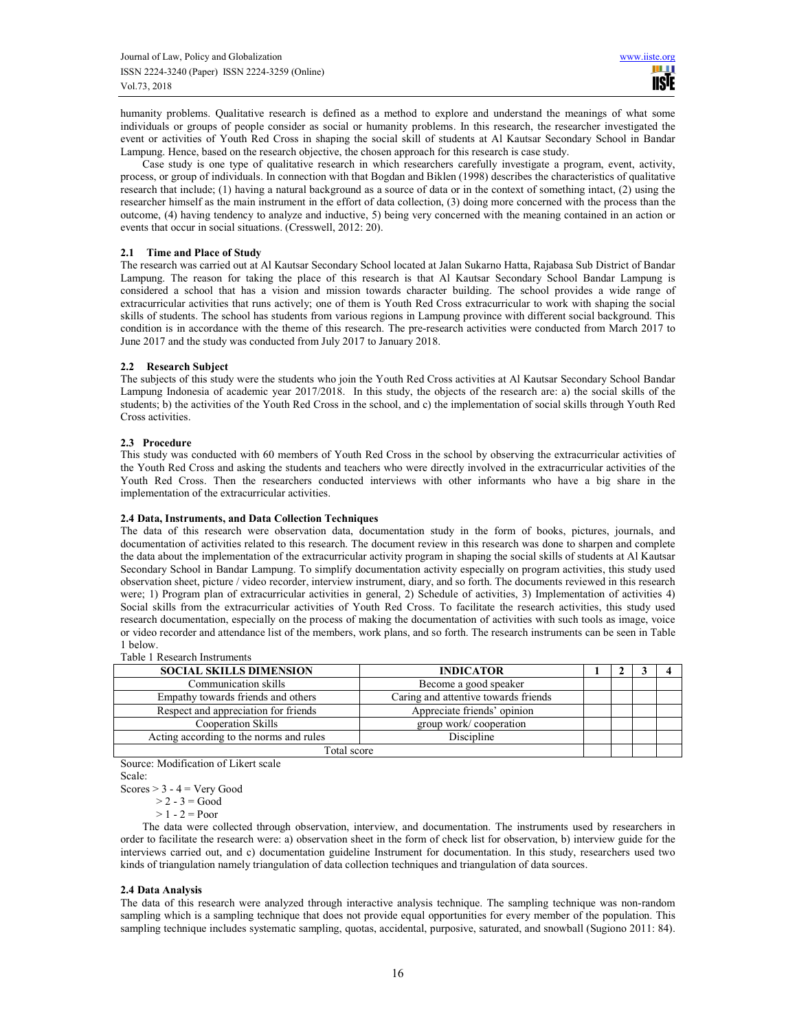humanity problems. Qualitative research is defined as a method to explore and understand the meanings of what some individuals or groups of people consider as social or humanity problems. In this research, the researcher investigated the event or activities of Youth Red Cross in shaping the social skill of students at Al Kautsar Secondary School in Bandar Lampung. Hence, based on the research objective, the chosen approach for this research is case study.

Case study is one type of qualitative research in which researchers carefully investigate a program, event, activity, process, or group of individuals. In connection with that Bogdan and Biklen (1998) describes the characteristics of qualitative research that include; (1) having a natural background as a source of data or in the context of something intact, (2) using the researcher himself as the main instrument in the effort of data collection, (3) doing more concerned with the process than the outcome, (4) having tendency to analyze and inductive, 5) being very concerned with the meaning contained in an action or events that occur in social situations. (Cresswell, 2012: 20).

### 2.1 Time and Place of Study

The research was carried out at Al Kautsar Secondary School located at Jalan Sukarno Hatta, Rajabasa Sub District of Bandar Lampung. The reason for taking the place of this research is that Al Kautsar Secondary School Bandar Lampung is considered a school that has a vision and mission towards character building. The school provides a wide range of extracurricular activities that runs actively; one of them is Youth Red Cross extracurricular to work with shaping the social skills of students. The school has students from various regions in Lampung province with different social background. This condition is in accordance with the theme of this research. The pre-research activities were conducted from March 2017 to June 2017 and the study was conducted from July 2017 to January 2018.

### 2.2 Research Subject

The subjects of this study were the students who join the Youth Red Cross activities at Al Kautsar Secondary School Bandar Lampung Indonesia of academic year 2017/2018. In this study, the objects of the research are: a) the social skills of the students; b) the activities of the Youth Red Cross in the school, and c) the implementation of social skills through Youth Red Cross activities.

### 2.3 Procedure

This study was conducted with 60 members of Youth Red Cross in the school by observing the extracurricular activities of the Youth Red Cross and asking the students and teachers who were directly involved in the extracurricular activities of the Youth Red Cross. Then the researchers conducted interviews with other informants who have a big share in the implementation of the extracurricular activities.

### 2.4 Data, Instruments, and Data Collection Techniques

The data of this research were observation data, documentation study in the form of books, pictures, journals, and documentation of activities related to this research. The document review in this research was done to sharpen and complete the data about the implementation of the extracurricular activity program in shaping the social skills of students at Al Kautsar Secondary School in Bandar Lampung. To simplify documentation activity especially on program activities, this study used observation sheet, picture / video recorder, interview instrument, diary, and so forth. The documents reviewed in this research were; 1) Program plan of extracurricular activities in general, 2) Schedule of activities, 3) Implementation of activities 4) Social skills from the extracurricular activities of Youth Red Cross. To facilitate the research activities, this study used research documentation, especially on the process of making the documentation of activities with such tools as image, voice or video recorder and attendance list of the members, work plans, and so forth. The research instruments can be seen in Table 1 below.

Table 1 Research Instruments

| SOCIAL SKILLS DIMENSION | INDICATOR | 1 | 2 | 3 | 4 |
|---|---|---|---|---|---|
| Communication skills | Become a good speaker | | | | |
| Empathy towards friends and others | Caring and attentive towards friends | | | | |
| Respect and appreciation for friends | Appreciate friends' opinion | | | | |
| Cooperation Skills | group work/ cooperation | | | | |
| Acting according to the norms and rules | Discipline | | | | |
| Total score | | | | | |

Source: Modification of Likert scale

Scale:

Scores > 3 - 4 = Very Good
> 2 - 3 = Good
> 1 - 2 = Poor

The data were collected through observation, interview, and documentation. The instruments used by researchers in order to facilitate the research were: a) observation sheet in the form of check list for observation, b) interview guide for the interviews carried out, and c) documentation guideline Instrument for documentation. In this study, researchers used two kinds of triangulation namely triangulation of data collection techniques and triangulation of data sources.

### 2.4 Data Analysis

The data of this research were analyzed through interactive analysis technique. The sampling technique was non-random sampling which is a sampling technique that does not provide equal opportunities for every member of the population. This sampling technique includes systematic sampling, quotas, accidental, purposive, saturated, and snowball (Sugiono 2011: 84).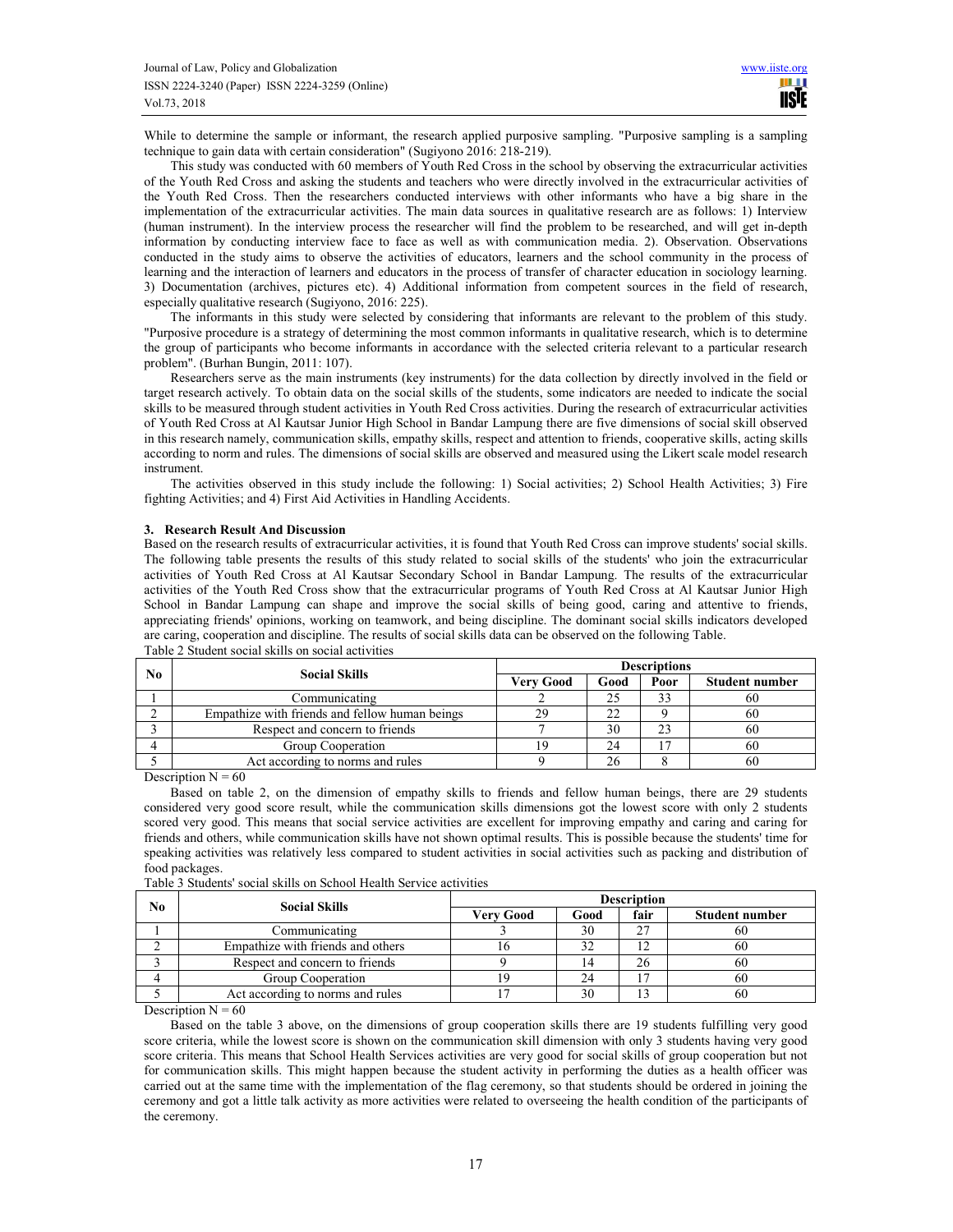While to determine the sample or informant, the research applied purposive sampling. "Purposive sampling is a sampling technique to gain data with certain consideration" (Sugiyono 2016: 218-219).

This study was conducted with 60 members of Youth Red Cross in the school by observing the extracurricular activities of the Youth Red Cross and asking the students and teachers who were directly involved in the extracurricular activities of the Youth Red Cross. Then the researchers conducted interviews with other informants who have a big share in the implementation of the extracurricular activities. The main data sources in qualitative research are as follows: 1) Interview (human instrument). In the interview process the researcher will find the problem to be researched, and will get in-depth information by conducting interview face to face as well as with communication media. 2). Observation. Observations conducted in the study aims to observe the activities of educators, learners and the school community in the process of learning and the interaction of learners and educators in the process of transfer of character education in sociology learning. 3) Documentation (archives, pictures etc). 4) Additional information from competent sources in the field of research, especially qualitative research (Sugiyono, 2016: 225).

The informants in this study were selected by considering that informants are relevant to the problem of this study. "Purposive procedure is a strategy of determining the most common informants in qualitative research, which is to determine the group of participants who become informants in accordance with the selected criteria relevant to a particular research problem". (Burhan Bungin, 2011: 107).

Researchers serve as the main instruments (key instruments) for the data collection by directly involved in the field or target research actively. To obtain data on the social skills of the students, some indicators are needed to indicate the social skills to be measured through student activities in Youth Red Cross activities. During the research of extracurricular activities of Youth Red Cross at Al Kautsar Junior High School in Bandar Lampung there are five dimensions of social skill observed in this research namely, communication skills, empathy skills, respect and attention to friends, cooperative skills, acting skills according to norm and rules. The dimensions of social skills are observed and measured using the Likert scale model research instrument.

The activities observed in this study include the following: 1) Social activities; 2) School Health Activities; 3) Fire fighting Activities; and 4) First Aid Activities in Handling Accidents.

## 3. Research Result And Discussion

Based on the research results of extracurricular activities, it is found that Youth Red Cross can improve students' social skills. The following table presents the results of this study related to social skills of the students' who join the extracurricular activities of Youth Red Cross at Al Kautsar Secondary School in Bandar Lampung. The results of the extracurricular activities of the Youth Red Cross show that the extracurricular programs of Youth Red Cross at Al Kautsar Junior High School in Bandar Lampung can shape and improve the social skills of being good, caring and attentive to friends, appreciating friends' opinions, working on teamwork, and being discipline. The dominant social skills indicators developed are caring, cooperation and discipline. The results of social skills data can be observed on the following Table.

Table 2 Student social skills on social activities

| No | Social Skills | Descriptions | | | |
|---|---|---|---|---|---|
| | | Very Good | Good | Poor | Student number |
| 1 | Communicating | 2 | 25 | 33 | 60 |
| 2 | Empathize with friends and fellow human beings | 29 | 22 | 9 | 60 |
| 3 | Respect and concern to friends | 7 | 30 | 23 | 60 |
| 4 | Group Cooperation | 19 | 24 | 17 | 60 |
| 5 | Act according to norms and rules | 9 | 26 | 8 | 60 |

Description N = 60

Based on table 2, on the dimension of empathy skills to friends and fellow human beings, there are 29 students considered very good score result, while the communication skills dimensions got the lowest score with only 2 students scored very good. This means that social service activities are excellent for improving empathy and caring and caring for friends and others, while communication skills have not shown optimal results. This is possible because the students' time for speaking activities was relatively less compared to student activities in social activities such as packing and distribution of food packages.

Table 3 Students' social skills on School Health Service activities

| No | Social Skills | Description | | | |
|---|---|---|---|---|---|
| | | Very Good | Good | fair | Student number |
| 1 | Communicating | 3 | 30 | 27 | 60 |
| 2 | Empathize with friends and others | 16 | 32 | 12 | 60 |
| 3 | Respect and concern to friends | 9 | 14 | 26 | 60 |
| 4 | Group Cooperation | 19 | 24 | 17 | 60 |
| 5 | Act according to norms and rules | 17 | 30 | 13 | 60 |

Description N = 60

Based on the table 3 above, on the dimensions of group cooperation skills there are 19 students fulfilling very good score criteria, while the lowest score is shown on the communication skill dimension with only 3 students having very good score criteria. This means that School Health Services activities are very good for social skills of group cooperation but not for communication skills. This might happen because the student activity in performing the duties as a health officer was carried out at the same time with the implementation of the flag ceremony, so that students should be ordered in joining the ceremony and got a little talk activity as more activities were related to overseeing the health condition of the participants of the ceremony.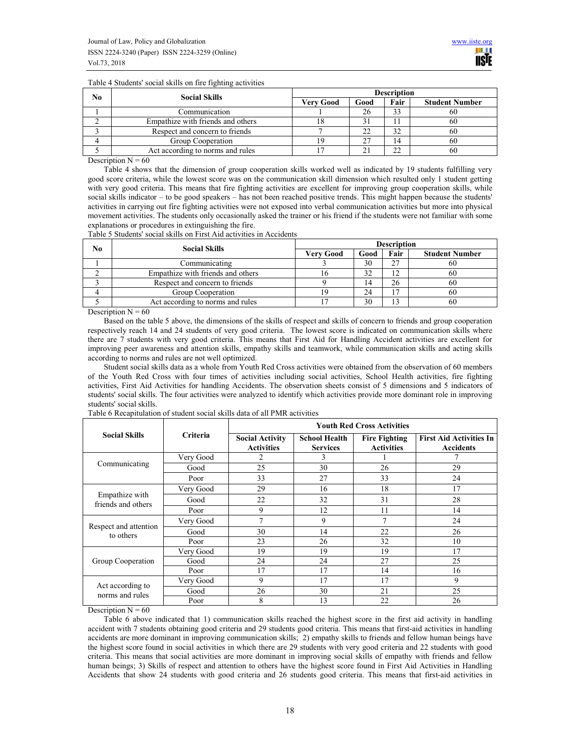Table 4 Students' social skills on fire fighting activities

| No | Social Skills | Description | | | |
|---|---|---|---|---|---|
| | | **Very Good** | **Good** | **Fair** | **Student Number** |
| 1 | Communication | 1 | 26 | 33 | 60 |
| 2 | Empathize with friends and others | 18 | 31 | 11 | 60 |
| 3 | Respect and concern to friends | 7 | 22 | 32 | 60 |
| 4 | Group Cooperation | 19 | 27 | 14 | 60 |
| 5 | Act according to norms and rules | 17 | 21 | 22 | 60 |

Description N = 60

Table 4 shows that the dimension of group cooperation skills worked well as indicated by 19 students fulfilling very good score criteria, while the lowest score was on the communication skill dimension which resulted only 1 student getting with very good criteria. This means that fire fighting activities are excellent for improving group cooperation skills, while social skills indicator – to be good speakers – has not been reached positive trends. This might happen because the students' activities in carrying out fire fighting activities were not exposed into verbal communication activities but more into physical movement activities. The students only occasionally asked the trainer or his friend if the students were not familiar with some explanations or procedures in extinguishing the fire.

Table 5 Students' social skills on First Aid activities in Accidents

| No | Social Skills | Description | | | |
|---|---|---|---|---|---|
| | | **Very Good** | **Good** | **Fair** | **Student Number** |
| 1 | Communicating | 3 | 30 | 27 | 60 |
| 2 | Empathize with friends and others | 16 | 32 | 12 | 60 |
| 3 | Respect and concern to friends | 9 | 14 | 26 | 60 |
| 4 | Group Cooperation | 19 | 24 | 17 | 60 |
| 5 | Act according to norms and rules | 17 | 30 | 13 | 60 |

Description N = 60

Based on the table 5 above, the dimensions of the skills of respect and skills of concern to friends and group cooperation respectively reach 14 and 24 students of very good criteria. The lowest score is indicated on communication skills where there are 7 students with very good criteria. This means that First Aid for Handling Accident activities are excellent for improving peer awareness and attention skills, empathy skills and teamwork, while communication skills and acting skills according to norms and rules are not well optimized.

Student social skills data as a whole from Youth Red Cross activities were obtained from the observation of 60 members of the Youth Red Cross with four times of activities including social activities, School Health activities, fire fighting activities, First Aid Activities for handling Accidents. The observation sheets consist of 5 dimensions and 5 indicators of students' social skills. The four activities were analyzed to identify which activities provide more dominant role in improving students' social skills.

Table 6 Recapitulation of student social skills data of all PMR activities

| Social Skills | Criteria | Youth Red Cross Activities | | | |
|---|---|---|---|---|---|
| | | **Social Activity Activities** | **School Health Services** | **Fire Fighting Activities** | **First Aid Activities In Accidents** |
| Communicating | Very Good | 2 | 3 | 1 | 7 |
| | Good | 25 | 30 | 26 | 29 |
| | Poor | 33 | 27 | 33 | 24 |
| Empathize with friends and others | Very Good | 29 | 16 | 18 | 17 |
| | Good | 22 | 32 | 31 | 28 |
| | Poor | 9 | 12 | 11 | 14 |
| Respect and attention to others | Very Good | 7 | 9 | 7 | 24 |
| | Good | 30 | 14 | 22 | 26 |
| | Poor | 23 | 26 | 32 | 10 |
| Group Cooperation | Very Good | 19 | 19 | 19 | 17 |
| | Good | 24 | 24 | 27 | 25 |
| | Poor | 17 | 17 | 14 | 16 |
| Act according to norms and rules | Very Good | 9 | 17 | 17 | 9 |
| | Good | 26 | 30 | 21 | 25 |
| | Poor | 8 | 13 | 22 | 26 |

Description N = 60

Table 6 above indicated that 1) communication skills reached the highest score in the first aid activity in handling accident with 7 students obtaining good criteria and 29 students good criteria. This means that first-aid activities in handling accidents are more dominant in improving communication skills; 2) empathy skills to friends and fellow human beings have the highest score found in social activities in which there are 29 students with very good criteria and 22 students with good criteria. This means that social activities are more dominant in improving social skills of empathy with friends and fellow human beings; 3) Skills of respect and attention to others have the highest score found in First Aid Activities in Handling Accidents that show 24 students with good criteria and 26 students good criteria. This means that first-aid activities in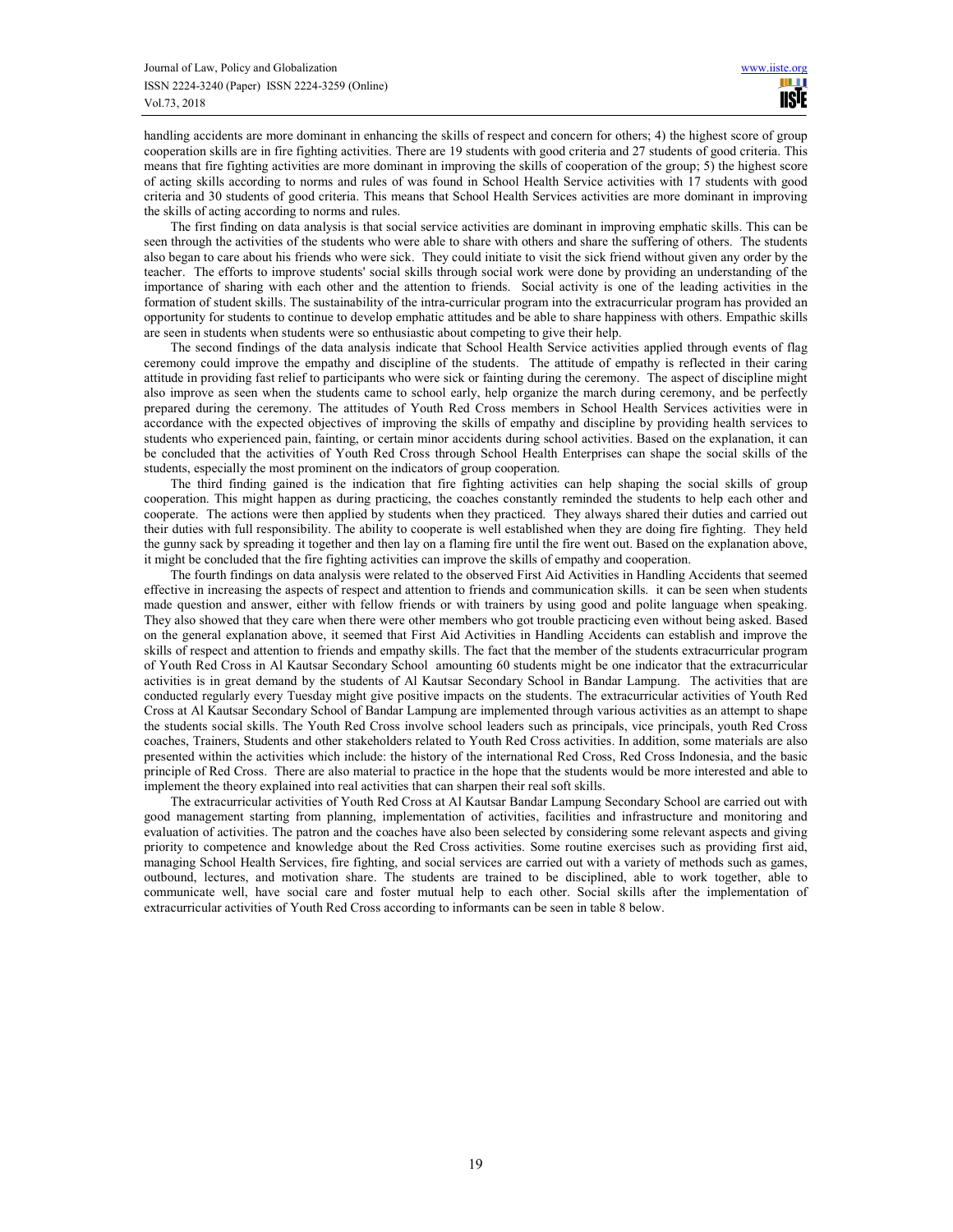handling accidents are more dominant in enhancing the skills of respect and concern for others; 4) the highest score of group cooperation skills are in fire fighting activities. There are 19 students with good criteria and 27 students of good criteria. This means that fire fighting activities are more dominant in improving the skills of cooperation of the group; 5) the highest score of acting skills according to norms and rules of was found in School Health Service activities with 17 students with good criteria and 30 students of good criteria. This means that School Health Services activities are more dominant in improving the skills of acting according to norms and rules.

The first finding on data analysis is that social service activities are dominant in improving emphatic skills. This can be seen through the activities of the students who were able to share with others and share the suffering of others. The students also began to care about his friends who were sick. They could initiate to visit the sick friend without given any order by the teacher. The efforts to improve students' social skills through social work were done by providing an understanding of the importance of sharing with each other and the attention to friends. Social activity is one of the leading activities in the formation of student skills. The sustainability of the intra-curricular program into the extracurricular program has provided an opportunity for students to continue to develop emphatic attitudes and be able to share happiness with others. Empathic skills are seen in students when students were so enthusiastic about competing to give their help.

The second findings of the data analysis indicate that School Health Service activities applied through events of flag ceremony could improve the empathy and discipline of the students. The attitude of empathy is reflected in their caring attitude in providing fast relief to participants who were sick or fainting during the ceremony. The aspect of discipline might also improve as seen when the students came to school early, help organize the march during ceremony, and be perfectly prepared during the ceremony. The attitudes of Youth Red Cross members in School Health Services activities were in accordance with the expected objectives of improving the skills of empathy and discipline by providing health services to students who experienced pain, fainting, or certain minor accidents during school activities. Based on the explanation, it can be concluded that the activities of Youth Red Cross through School Health Enterprises can shape the social skills of the students, especially the most prominent on the indicators of group cooperation.

The third finding gained is the indication that fire fighting activities can help shaping the social skills of group cooperation. This might happen as during practicing, the coaches constantly reminded the students to help each other and cooperate. The actions were then applied by students when they practiced. They always shared their duties and carried out their duties with full responsibility. The ability to cooperate is well established when they are doing fire fighting. They held the gunny sack by spreading it together and then lay on a flaming fire until the fire went out. Based on the explanation above, it might be concluded that the fire fighting activities can improve the skills of empathy and cooperation.

The fourth findings on data analysis were related to the observed First Aid Activities in Handling Accidents that seemed effective in increasing the aspects of respect and attention to friends and communication skills. it can be seen when students made question and answer, either with fellow friends or with trainers by using good and polite language when speaking. They also showed that they care when there were other members who got trouble practicing even without being asked. Based on the general explanation above, it seemed that First Aid Activities in Handling Accidents can establish and improve the skills of respect and attention to friends and empathy skills. The fact that the member of the students extracurricular program of Youth Red Cross in Al Kautsar Secondary School amounting 60 students might be one indicator that the extracurricular activities is in great demand by the students of Al Kautsar Secondary School in Bandar Lampung. The activities that are conducted regularly every Tuesday might give positive impacts on the students. The extracurricular activities of Youth Red Cross at Al Kautsar Secondary School of Bandar Lampung are implemented through various activities as an attempt to shape the students social skills. The Youth Red Cross involve school leaders such as principals, vice principals, youth Red Cross coaches, Trainers, Students and other stakeholders related to Youth Red Cross activities. In addition, some materials are also presented within the activities which include: the history of the international Red Cross, Red Cross Indonesia, and the basic principle of Red Cross. There are also material to practice in the hope that the students would be more interested and able to implement the theory explained into real activities that can sharpen their real soft skills.

The extracurricular activities of Youth Red Cross at Al Kautsar Bandar Lampung Secondary School are carried out with good management starting from planning, implementation of activities, facilities and infrastructure and monitoring and evaluation of activities. The patron and the coaches have also been selected by considering some relevant aspects and giving priority to competence and knowledge about the Red Cross activities. Some routine exercises such as providing first aid, managing School Health Services, fire fighting, and social services are carried out with a variety of methods such as games, outbound, lectures, and motivation share. The students are trained to be disciplined, able to work together, able to communicate well, have social care and foster mutual help to each other. Social skills after the implementation of extracurricular activities of Youth Red Cross according to informants can be seen in table 8 below.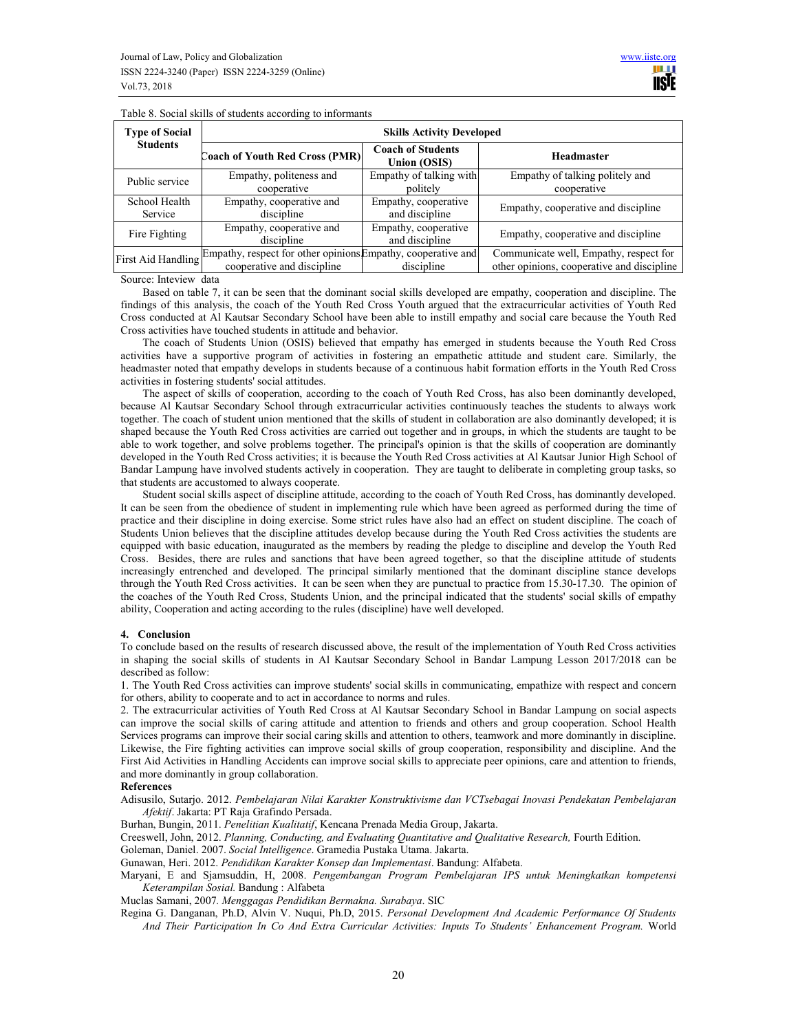Table 8. Social skills of students according to informants

| Type of Social Students | Skills Activity Developed | | |
|---|---|---|---|
| | Coach of Youth Red Cross (PMR) | Coach of Students Union (OSIS) | Headmaster |
| Public service | Empathy, politeness and cooperative | Empathy of talking with politely | Empathy of talking politely and cooperative |
| School Health Service | Empathy, cooperative and discipline | Empathy, cooperative and discipline | Empathy, cooperative and discipline |
| Fire Fighting | Empathy, cooperative and discipline | Empathy, cooperative and discipline | Empathy, cooperative and discipline |
| First Aid Handling | Empathy, respect for other opinions cooperative and discipline | Empathy, cooperative and discipline | Communicate well, Empathy, respect for other opinions, cooperative and discipline |

Source: Inteview data

Based on table 7, it can be seen that the dominant social skills developed are empathy, cooperation and discipline. The findings of this analysis, the coach of the Youth Red Cross Youth argued that the extracurricular activities of Youth Red Cross conducted at Al Kautsar Secondary School have been able to instill empathy and social care because the Youth Red Cross activities have touched students in attitude and behavior.

The coach of Students Union (OSIS) believed that empathy has emerged in students because the Youth Red Cross activities have a supportive program of activities in fostering an empathetic attitude and student care. Similarly, the headmaster noted that empathy develops in students because of a continuous habit formation efforts in the Youth Red Cross activities in fostering students' social attitudes.

The aspect of skills of cooperation, according to the coach of Youth Red Cross, has also been dominantly developed, because Al Kautsar Secondary School through extracurricular activities continuously teaches the students to always work together. The coach of student union mentioned that the skills of student in collaboration are also dominantly developed; it is shaped because the Youth Red Cross activities are carried out together and in groups, in which the students are taught to be able to work together, and solve problems together. The principal's opinion is that the skills of cooperation are dominantly developed in the Youth Red Cross activities; it is because the Youth Red Cross activities at Al Kautsar Junior High School of Bandar Lampung have involved students actively in cooperation. They are taught to deliberate in completing group tasks, so that students are accustomed to always cooperate.

Student social skills aspect of discipline attitude, according to the coach of Youth Red Cross, has dominantly developed. It can be seen from the obedience of student in implementing rule which have been agreed as performed during the time of practice and their discipline in doing exercise. Some strict rules have also had an effect on student discipline. The coach of Students Union believes that the discipline attitudes develop because during the Youth Red Cross activities the students are equipped with basic education, inaugurated as the members by reading the pledge to discipline and develop the Youth Red Cross. Besides, there are rules and sanctions that have been agreed together, so that the discipline attitude of students increasingly entrenched and developed. The principal similarly mentioned that the dominant discipline stance develops through the Youth Red Cross activities. It can be seen when they are punctual to practice from 15.30-17.30. The opinion of the coaches of the Youth Red Cross, Students Union, and the principal indicated that the students' social skills of empathy ability, Cooperation and acting according to the rules (discipline) have well developed.

## 4. Conclusion

To conclude based on the results of research discussed above, the result of the implementation of Youth Red Cross activities in shaping the social skills of students in Al Kautsar Secondary School in Bandar Lampung Lesson 2017/2018 can be described as follow:

1. The Youth Red Cross activities can improve students' social skills in communicating, empathize with respect and concern for others, ability to cooperate and to act in accordance to norms and rules.
2. The extracurricular activities of Youth Red Cross at Al Kautsar Secondary School in Bandar Lampung on social aspects can improve the social skills of caring attitude and attention to friends and others and group cooperation. School Health Services programs can improve their social caring skills and attention to others, teamwork and more dominantly in discipline. Likewise, the Fire fighting activities can improve social skills of group cooperation, responsibility and discipline. And the First Aid Activities in Handling Accidents can improve social skills to appreciate peer opinions, care and attention to friends, and more dominantly in group collaboration.

**References**

Adisusilo, Sutarjo. 2012. *Pembelajaran Nilai Karakter Konstruktivisme dan VCTsebagai Inovasi Pendekatan Pembelajaran Afektif*. Jakarta: PT Raja Grafindo Persada.

Burhan, Bungin, 2011. *Penelitian Kualitatif*, Kencana Prenada Media Group, Jakarta.

Creeswell, John, 2012. *Planning, Conducting, and Evaluating Quantitative and Qualitative Research,* Fourth Edition.

Goleman, Daniel. 2007. *Social Intelligence*. Gramedia Pustaka Utama. Jakarta.

Gunawan, Heri. 2012. *Pendidikan Karakter Konsep dan Implementasi*. Bandung: Alfabeta.

Maryani, E and Sjamsuddin, H, 2008. *Pengembangan Program Pembelajaran IPS untuk Meningkatkan kompetensi Keterampilan Sosial.* Bandung : Alfabeta

Muclas Samani, 2007*. Menggagas Pendidikan Bermakna. Surabaya*. SIC

Regina G. Danganan, Ph.D, Alvin V. Nuqui, Ph.D, 2015. *Personal Development And Academic Performance Of Students And Their Participation In Co And Extra Curricular Activities: Inputs To Students' Enhancement Program.* World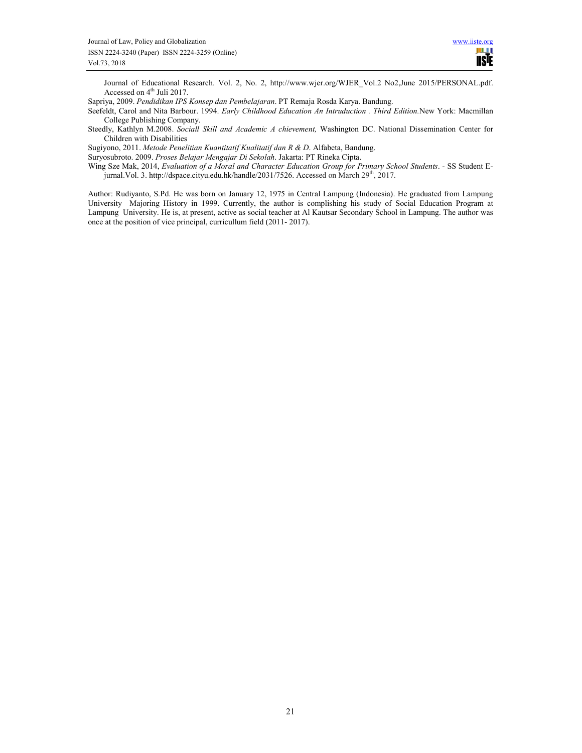Journal of Educational Research. Vol. 2, No. 2, http://www.wjer.org/WJER_Vol.2 No2,June 2015/PERSONAL.pdf. Accessed on 4th Juli 2017.

Sapriya, 2009. *Pendidikan IPS Konsep dan Pembelajaran*. PT Remaja Rosda Karya. Bandung.

Seefeldt, Carol and Nita Barbour. 1994. *Early Childhood Education An Intruduction . Third Edition.*New York: Macmillan College Publishing Company.

Steedly, Kathlyn M.2008. *Sociall Skill and Academic A chievement,* Washington DC. National Dissemination Center for Children with Disabilities

Sugiyono, 2011. *Metode Penelitian Kuantitatif Kualitatif dan R & D*. Alfabeta, Bandung.

Suryosubroto. 2009. *Proses Belajar Mengajar Di Sekolah*. Jakarta: PT Rineka Cipta.

Wing Sze Mak, 2014, *Evaluation of a Moral and Character Education Group for Primary School Students*. - SS Student E-jurnal.Vol. 3. http://dspace.cityu.edu.hk/handle/2031/7526. Accessed on March 29th, 2017.

Author: Rudiyanto, S.Pd. He was born on January 12, 1975 in Central Lampung (Indonesia). He graduated from Lampung University Majoring History in 1999. Currently, the author is complishing his study of Social Education Program at Lampung University. He is, at present, active as social teacher at Al Kautsar Secondary School in Lampung. The author was once at the position of vice principal, curricullum field (2011- 2017).